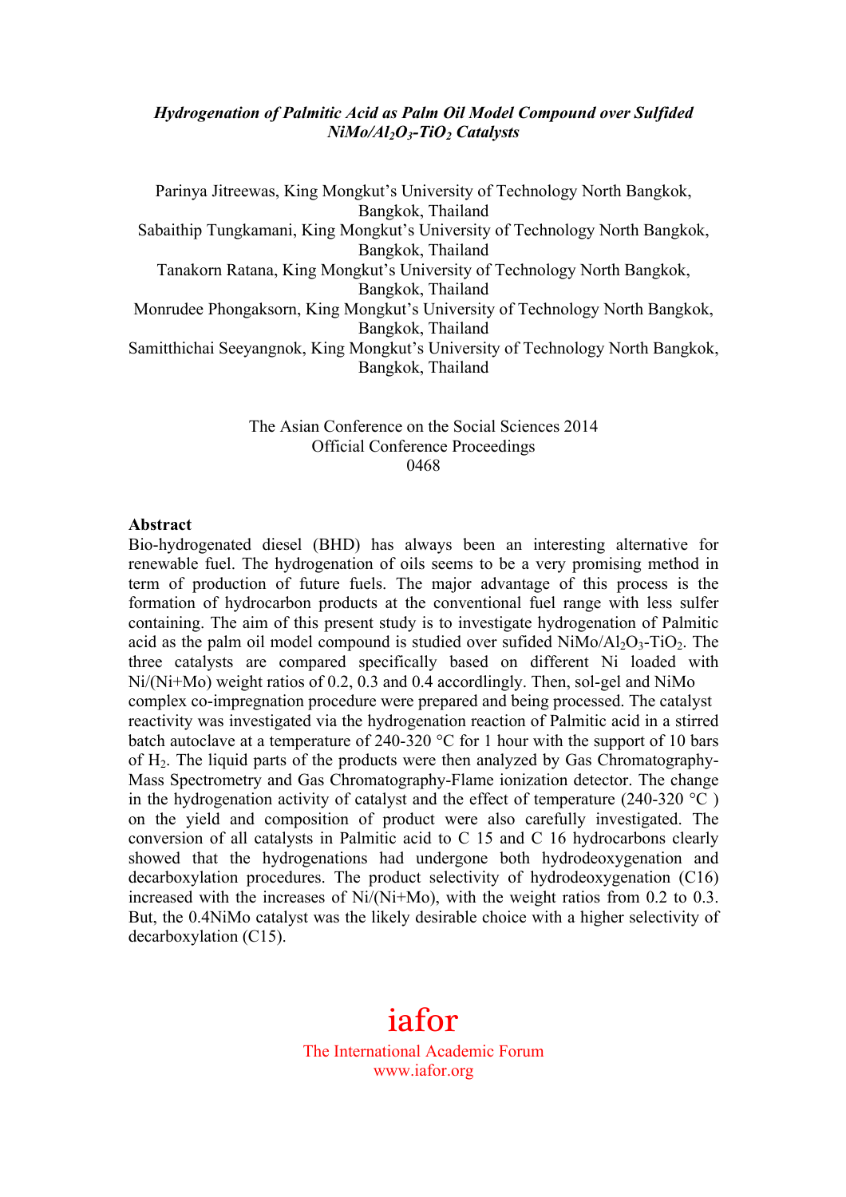# *Hydrogenation of Palmitic Acid as Palm Oil Model Compound over Sulfided $NiMo/Al_2O_3$-$TiO_2$ Catalysts*

Parinya Jitreewas, King Mongkut's University of Technology North Bangkok, Bangkok, Thailand
Sabaithip Tungkamani, King Mongkut's University of Technology North Bangkok, Bangkok, Thailand
Tanakorn Ratana, King Mongkut's University of Technology North Bangkok, Bangkok, Thailand
Monrudee Phongaksorn, King Mongkut's University of Technology North Bangkok, Bangkok, Thailand
Samitthichai Seeyangnok, King Mongkut's University of Technology North Bangkok, Bangkok, Thailand

The Asian Conference on the Social Sciences 2014
Official Conference Proceedings
0468

## Abstract

Bio-hydrogenated diesel (BHD) has always been an interesting alternative for renewable fuel. The hydrogenation of oils seems to be a very promising method in term of production of future fuels. The major advantage of this process is the formation of hydrocarbon products at the conventional fuel range with less sulfer containing. The aim of this present study is to investigate hydrogenation of Palmitic acid as the palm oil model compound is studied over sufided $NiMo/Al_2O_3$-$TiO_2$. The three catalysts are compared specifically based on different Ni loaded with Ni/(Ni+Mo) weight ratios of 0.2, 0.3 and 0.4 accordlingly. Then, sol-gel and NiMo complex co-impregnation procedure were prepared and being processed. The catalyst reactivity was investigated via the hydrogenation reaction of Palmitic acid in a stirred batch autoclave at a temperature of 240-320 °C for 1 hour with the support of 10 bars of $H_2$. The liquid parts of the products were then analyzed by Gas Chromatography-Mass Spectrometry and Gas Chromatography-Flame ionization detector. The change in the hydrogenation activity of catalyst and the effect of temperature (240-320 °C ) on the yield and composition of product were also carefully investigated. The conversion of all catalysts in Palmitic acid to C 15 and C 16 hydrocarbons clearly showed that the hydrogenations had undergone both hydrodeoxygenation and decarboxylation procedures. The product selectivity of hydrodeoxygenation (C16) increased with the increases of Ni/(Ni+Mo), with the weight ratios from 0.2 to 0.3. But, the 0.4NiMo catalyst was the likely desirable choice with a higher selectivity of decarboxylation (C15).

iafor
The International Academic Forum
www.iafor.org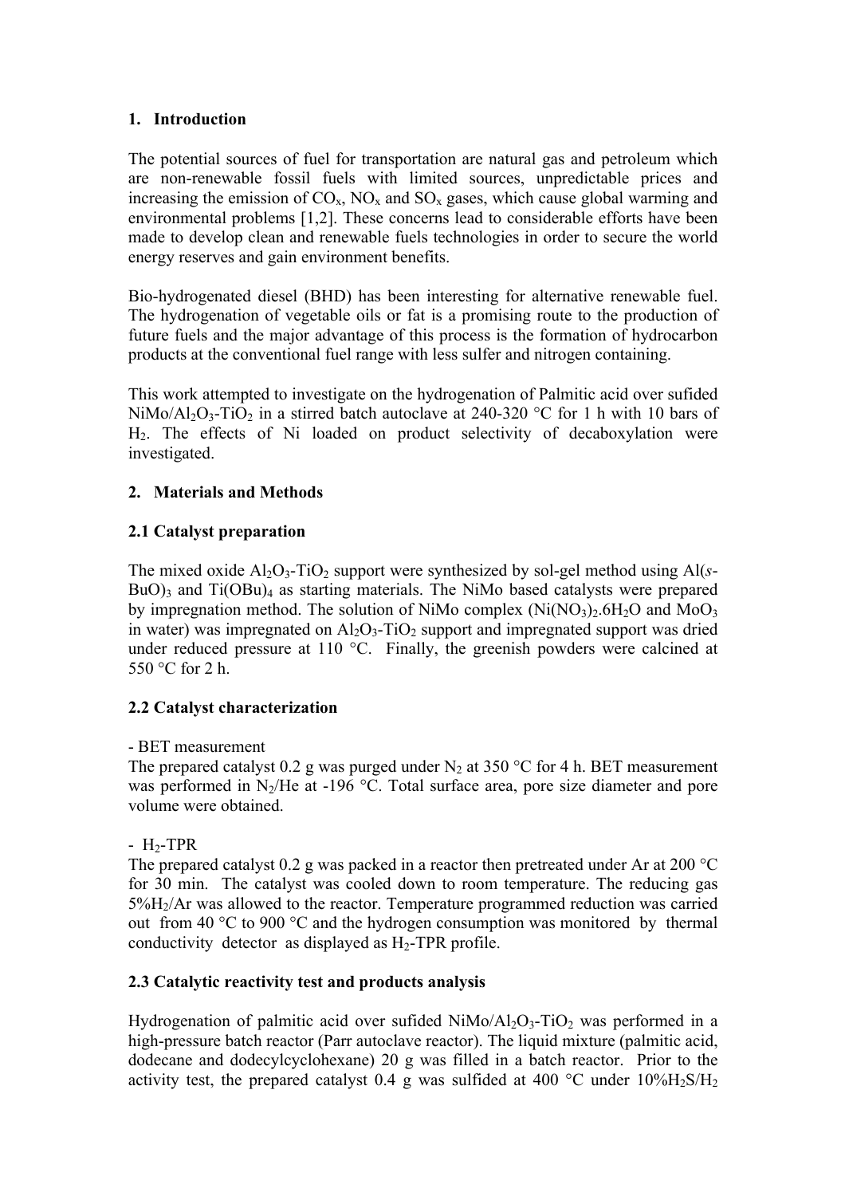## 1. Introduction

The potential sources of fuel for transportation are natural gas and petroleum which are non-renewable fossil fuels with limited sources, unpredictable prices and increasing the emission of $CO_x$, $NO_x$ and $SO_x$ gases, which cause global warming and environmental problems [1,2]. These concerns lead to considerable efforts have been made to develop clean and renewable fuels technologies in order to secure the world energy reserves and gain environment benefits.

Bio-hydrogenated diesel (BHD) has been interesting for alternative renewable fuel. The hydrogenation of vegetable oils or fat is a promising route to the production of future fuels and the major advantage of this process is the formation of hydrocarbon products at the conventional fuel range with less sulfer and nitrogen containing.

This work attempted to investigate on the hydrogenation of Palmitic acid over sufided $NiMo/Al_2O_3$-$TiO_2$ in a stirred batch autoclave at 240-320 °C for 1 h with 10 bars of $H_2$. The effects of Ni loaded on product selectivity of decaboxylation were investigated.

## 2. Materials and Methods

### 2.1 Catalyst preparation

The mixed oxide $Al_2O_3$-$TiO_2$ support were synthesized by sol-gel method using Al(*s*-BuO)$_3$ and $Ti(OBu)_4$ as starting materials. The NiMo based catalysts were prepared by impregnation method. The solution of NiMo complex ($Ni(NO_3)_2.6H_2O$ and $MoO_3$ in water) was impregnated on $Al_2O_3$-$TiO_2$ support and impregnated support was dried under reduced pressure at 110 °C. Finally, the greenish powders were calcined at 550 °C for 2 h.

### 2.2 Catalyst characterization

- BET measurement

The prepared catalyst 0.2 g was purged under $N_2$ at 350 °C for 4 h. BET measurement was performed in $N_2$/He at -196 °C. Total surface area, pore size diameter and pore volume were obtained.

- $H_2$-TPR

The prepared catalyst 0.2 g was packed in a reactor then pretreated under Ar at 200 °C for 30 min. The catalyst was cooled down to room temperature. The reducing gas 5%$H_2$/Ar was allowed to the reactor. Temperature programmed reduction was carried out from 40 °C to 900 °C and the hydrogen consumption was monitored by thermal conductivity detector as displayed as $H_2$-TPR profile.

### 2.3 Catalytic reactivity test and products analysis

Hydrogenation of palmitic acid over sufided $NiMo/Al_2O_3$-$TiO_2$ was performed in a high-pressure batch reactor (Parr autoclave reactor). The liquid mixture (palmitic acid, dodecane and dodecylcyclohexane) 20 g was filled in a batch reactor. Prior to the activity test, the prepared catalyst 0.4 g was sulfided at 400 °C under 10%$H_2S/H_2$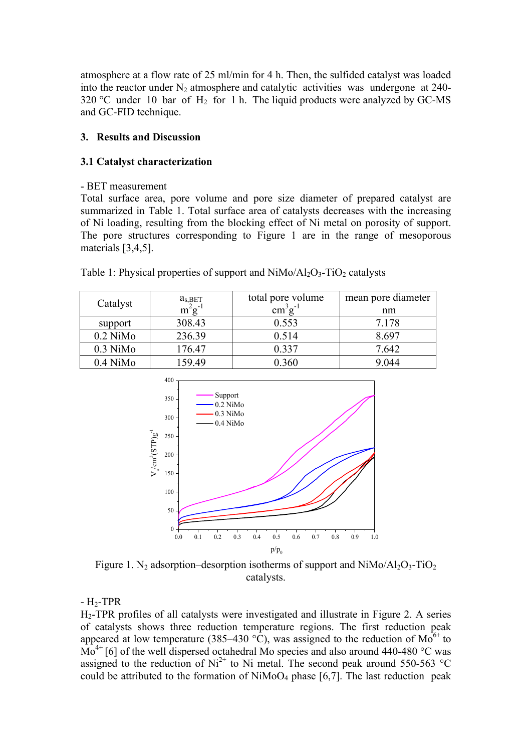atmosphere at a flow rate of 25 ml/min for 4 h. Then, the sulfided catalyst was loaded into the reactor under $N_2$ atmosphere and catalytic activities was undergone at 240-320 °C under 10 bar of $H_2$ for 1 h. The liquid products were analyzed by GC-MS and GC-FID technique.

## 3. Results and Discussion

### 3.1 Catalyst characterization

- BET measurement

Total surface area, pore volume and pore size diameter of prepared catalyst are summarized in Table 1. Total surface area of catalysts decreases with the increasing of Ni loading, resulting from the blocking effect of Ni metal on porosity of support. The pore structures corresponding to Figure 1 are in the range of mesoporous materials [3,4,5].

Table 1: Physical properties of support and NiMo/$Al_2O_3$-$TiO_2$ catalysts

| Catalyst | $a_{s,BET}$ $m^2g^{-1}$ | total pore volume $cm^3g^{-1}$ | mean pore diameter nm |
|---|---|---|---|
| support | 308.43 | 0.553 | 7.178 |
| 0.2 NiMo | 236.39 | 0.514 | 8.697 |
| 0.3 NiMo | 176.47 | 0.337 | 7.642 |
| 0.4 NiMo | 159.49 | 0.360 | 9.044 |

Figure 1. $N_2$ adsorption–desorption isotherms of support and NiMo/$Al_2O_3$-$TiO_2$ catalysts.

- $H_2$-TPR

$H_2$-TPR profiles of all catalysts were investigated and illustrate in Figure 2. A series of catalysts shows three reduction temperature regions. The first reduction peak appeared at low temperature (385–430 °C), was assigned to the reduction of $Mo^{6+}$ to $Mo^{4+}$ [6] of the well dispersed octahedral Mo species and also around 440-480 °C was assigned to the reduction of $Ni^{2+}$ to Ni metal. The second peak around 550-563 °C could be attributed to the formation of $NiMoO_4$ phase [6,7]. The last reduction peak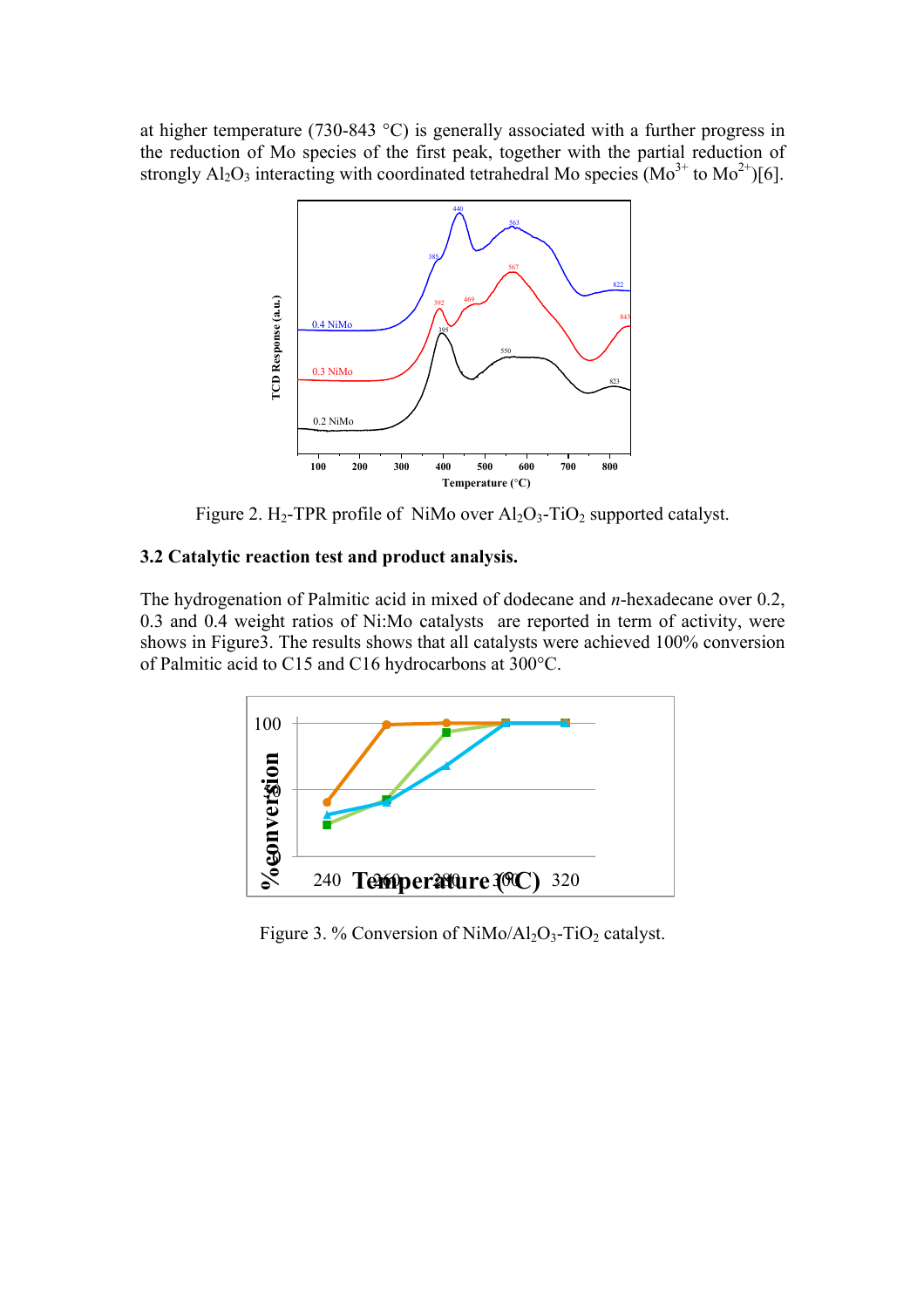at higher temperature (730-843 °C) is generally associated with a further progress in the reduction of Mo species of the first peak, together with the partial reduction of strongly $Al_2O_3$ interacting with coordinated tetrahedral Mo species ($Mo^{3+}$ to $Mo^{2+}$)[6].

Figure 2. $H_2$-TPR profile of NiMo over $Al_2O_3$-$TiO_2$ supported catalyst.

### 3.2 Catalytic reaction test and product analysis.

The hydrogenation of Palmitic acid in mixed of dodecane and *n*-hexadecane over 0.2, 0.3 and 0.4 weight ratios of Ni:Mo catalysts are reported in term of activity, were shows in Figure3. The results shows that all catalysts were achieved 100% conversion of Palmitic acid to C15 and C16 hydrocarbons at 300°C.

Figure 3. % Conversion of NiMo/$Al_2O_3$-$TiO_2$ catalyst.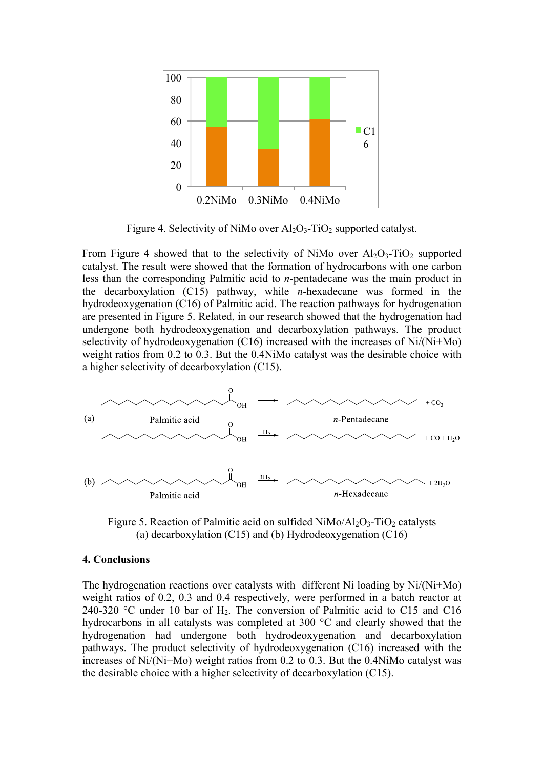Figure 4. Selectivity of NiMo over $Al_2O_3$-$TiO_2$ supported catalyst.

From Figure 4 showed that to the selectivity of NiMo over $Al_2O_3$-$TiO_2$ supported catalyst. The result were showed that the formation of hydrocarbons with one carbon less than the corresponding Palmitic acid to *n*-pentadecane was the main product in the decarboxylation (C15) pathway, while *n*-hexadecane was formed in the hydrodeoxygenation (C16) of Palmitic acid. The reaction pathways for hydrogenation are presented in Figure 5. Related, in our research showed that the hydrogenation had undergone both hydrodeoxygenation and decarboxylation pathways. The product selectivity of hydrodeoxygenation (C16) increased with the increases of Ni/(Ni+Mo) weight ratios from 0.2 to 0.3. But the 0.4NiMo catalyst was the desirable choice with a higher selectivity of decarboxylation (C15).

Figure 5. Reaction of Palmitic acid on sulfided NiMo/$Al_2O_3$-$TiO_2$ catalysts (a) decarboxylation (C15) and (b) Hydrodeoxygenation (C16)

## 4. Conclusions

The hydrogenation reactions over catalysts with different Ni loading by Ni/(Ni+Mo) weight ratios of 0.2, 0.3 and 0.4 respectively, were performed in a batch reactor at 240-320 °C under 10 bar of $H_2$. The conversion of Palmitic acid to C15 and C16 hydrocarbons in all catalysts was completed at 300 °C and clearly showed that the hydrogenation had undergone both hydrodeoxygenation and decarboxylation pathways. The product selectivity of hydrodeoxygenation (C16) increased with the increases of Ni/(Ni+Mo) weight ratios from 0.2 to 0.3. But the 0.4NiMo catalyst was the desirable choice with a higher selectivity of decarboxylation (C15).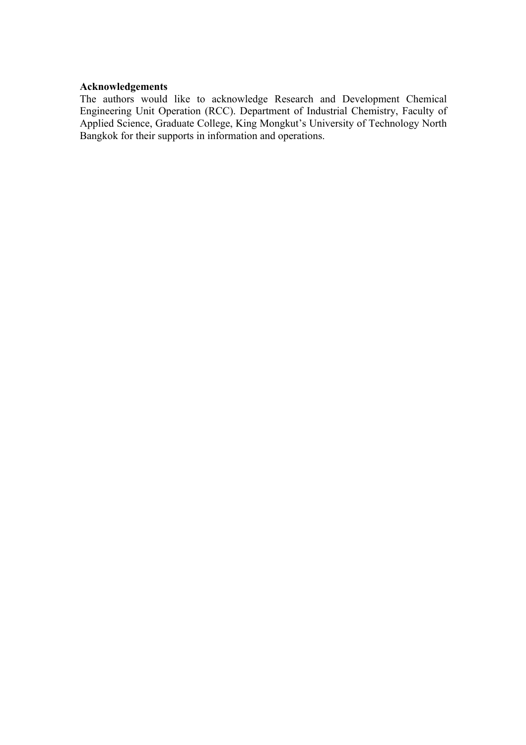**Acknowledgements**

The authors would like to acknowledge Research and Development Chemical Engineering Unit Operation (RCC). Department of Industrial Chemistry, Faculty of Applied Science, Graduate College, King Mongkut's University of Technology North Bangkok for their supports in information and operations.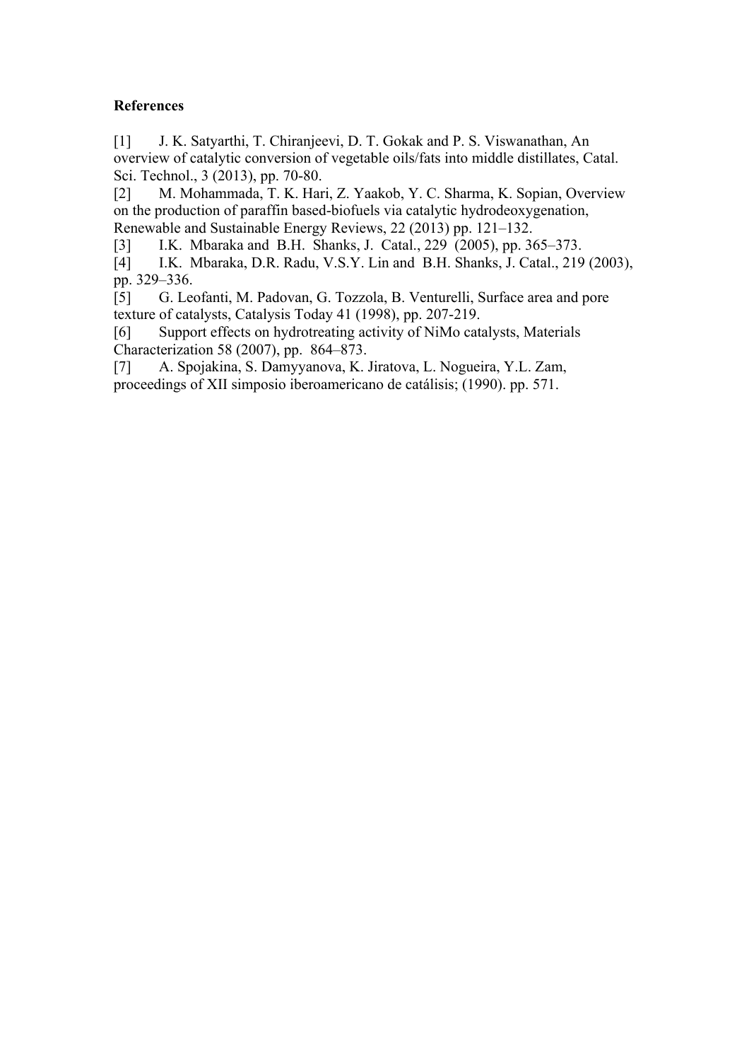**References**

[1] J. K. Satyarthi, T. Chiranjeevi, D. T. Gokak and P. S. Viswanathan, An overview of catalytic conversion of vegetable oils/fats into middle distillates, Catal. Sci. Technol., 3 (2013), pp. 70-80.

[2] M. Mohammada, T. K. Hari, Z. Yaakob, Y. C. Sharma, K. Sopian, Overview on the production of paraffin based-biofuels via catalytic hydrodeoxygenation, Renewable and Sustainable Energy Reviews, 22 (2013) pp. 121–132.

[3] I.K. Mbaraka and B.H. Shanks, J. Catal., 229 (2005), pp. 365–373.

[4] I.K. Mbaraka, D.R. Radu, V.S.Y. Lin and B.H. Shanks, J. Catal., 219 (2003), pp. 329–336.

[5] G. Leofanti, M. Padovan, G. Tozzola, B. Venturelli, Surface area and pore texture of catalysts, Catalysis Today 41 (1998), pp. 207-219.

[6] Support effects on hydrotreating activity of NiMo catalysts, Materials Characterization 58 (2007), pp. 864–873.

[7] A. Spojakina, S. Damyyanova, K. Jiratova, L. Nogueira, Y.L. Zam, proceedings of XII simposio iberoamericano de catálisis; (1990). pp. 571.